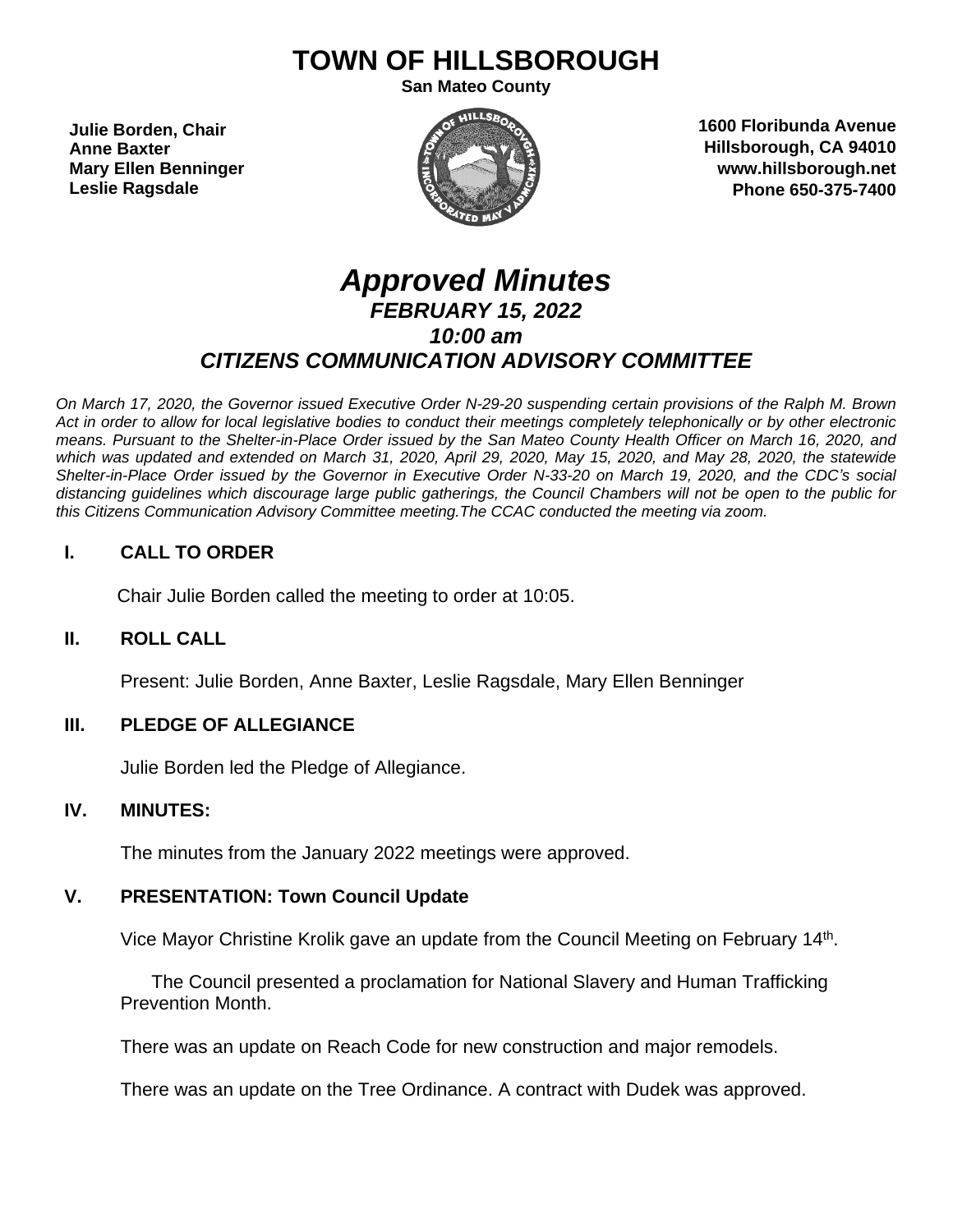# TOWN OF HILLSBOROUGH

**San Mateo County**

**Julie Borden, Chair**
**Anne Baxter**
**Mary Ellen Benninger**
**Leslie Ragsdale**

**1600 Floribunda Avenue**
**Hillsborough, CA 94010**
**www.hillsborough.net**
**Phone 650-375-7400**

## *Approved Minutes*

### *FEBRUARY 15, 2022*
### *10:00 am*
### *CITIZENS COMMUNICATION ADVISORY COMMITTEE*

*On March 17, 2020, the Governor issued Executive Order N-29-20 suspending certain provisions of the Ralph M. Brown Act in order to allow for local legislative bodies to conduct their meetings completely telephonically or by other electronic means. Pursuant to the Shelter-in-Place Order issued by the San Mateo County Health Officer on March 16, 2020, and which was updated and extended on March 31, 2020, April 29, 2020, May 15, 2020, and May 28, 2020, the statewide Shelter-in-Place Order issued by the Governor in Executive Order N-33-20 on March 19, 2020, and the CDC's social distancing guidelines which discourage large public gatherings, the Council Chambers will not be open to the public for this Citizens Communication Advisory Committee meeting.The CCAC conducted the meeting via zoom.*

## I. CALL TO ORDER

Chair Julie Borden called the meeting to order at 10:05.

## II. ROLL CALL

Present: Julie Borden, Anne Baxter, Leslie Ragsdale, Mary Ellen Benninger

## III. PLEDGE OF ALLEGIANCE

Julie Borden led the Pledge of Allegiance.

## IV. MINUTES:

The minutes from the January 2022 meetings were approved.

## V. PRESENTATION: Town Council Update

Vice Mayor Christine Krolik gave an update from the Council Meeting on February 14th.

The Council presented a proclamation for National Slavery and Human Trafficking Prevention Month.

There was an update on Reach Code for new construction and major remodels.

There was an update on the Tree Ordinance. A contract with Dudek was approved.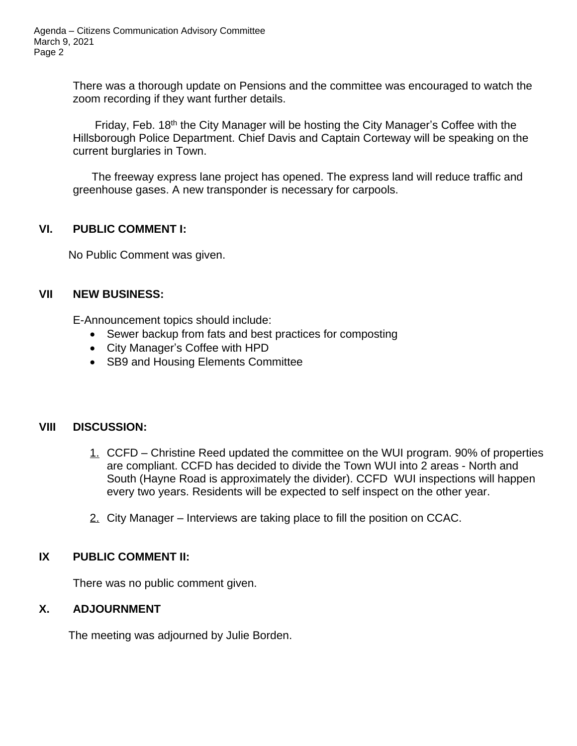There was a thorough update on Pensions and the committee was encouraged to watch the zoom recording if they want further details.

Friday, Feb. 18th the City Manager will be hosting the City Manager's Coffee with the Hillsborough Police Department. Chief Davis and Captain Corteway will be speaking on the current burglaries in Town.

The freeway express lane project has opened. The express land will reduce traffic and greenhouse gases. A new transponder is necessary for carpools.

## VI. PUBLIC COMMENT I:

No Public Comment was given.

## VII NEW BUSINESS:

E-Announcement topics should include:

- Sewer backup from fats and best practices for composting
- City Manager's Coffee with HPD
- SB9 and Housing Elements Committee

## VIII DISCUSSION:

1. CCFD – Christine Reed updated the committee on the WUI program. 90% of properties are compliant. CCFD has decided to divide the Town WUI into 2 areas - North and South (Hayne Road is approximately the divider). CCFD WUI inspections will happen every two years. Residents will be expected to self inspect on the other year.

2. City Manager – Interviews are taking place to fill the position on CCAC.

## IX PUBLIC COMMENT II:

There was no public comment given.

## X. ADJOURNMENT

The meeting was adjourned by Julie Borden.